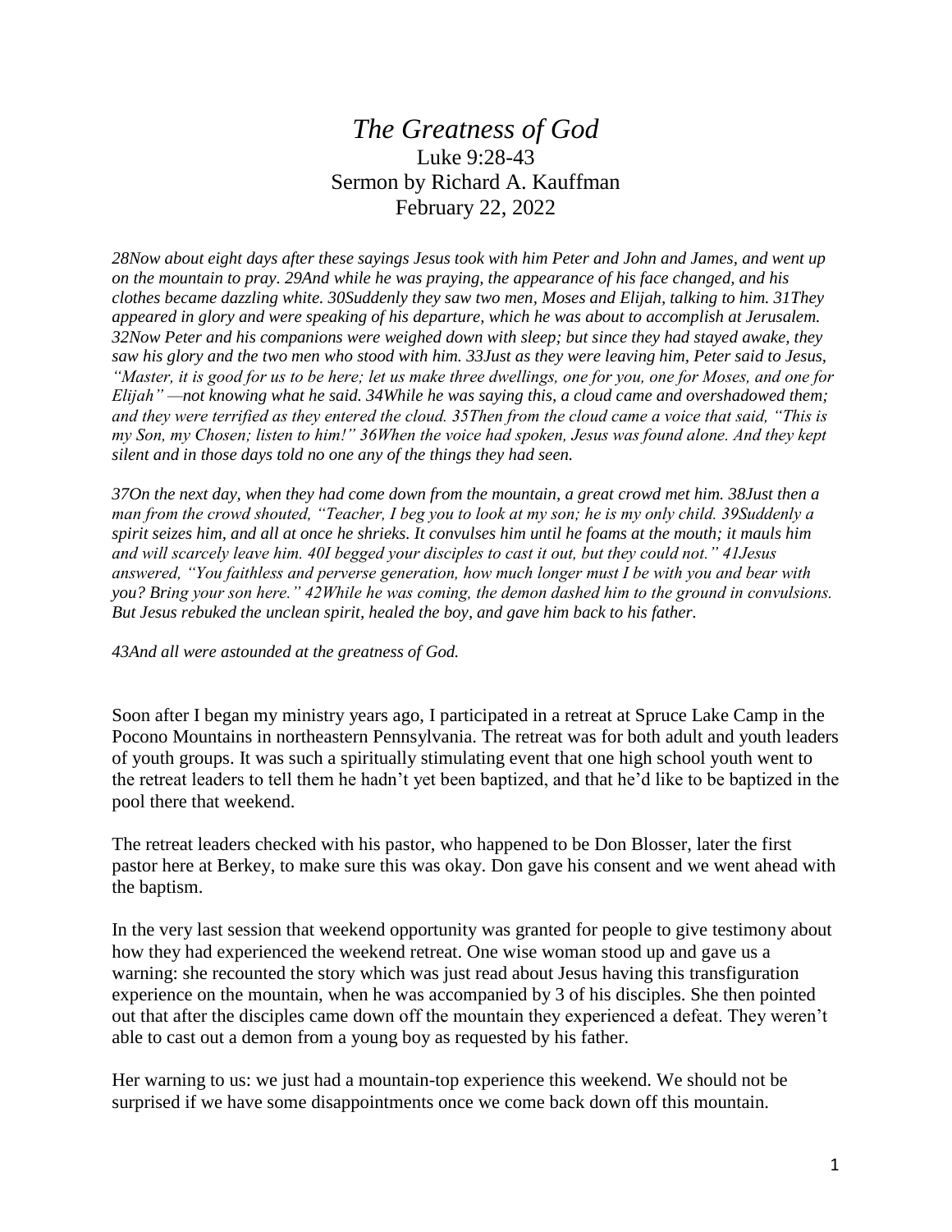# *The Greatness of God*

Luke 9:28-43
Sermon by Richard A. Kauffman
February 22, 2022

*28Now about eight days after these sayings Jesus took with him Peter and John and James, and went up on the mountain to pray. 29And while he was praying, the appearance of his face changed, and his clothes became dazzling white. 30Suddenly they saw two men, Moses and Elijah, talking to him. 31They appeared in glory and were speaking of his departure, which he was about to accomplish at Jerusalem. 32Now Peter and his companions were weighed down with sleep; but since they had stayed awake, they saw his glory and the two men who stood with him. 33Just as they were leaving him, Peter said to Jesus, "Master, it is good for us to be here; let us make three dwellings, one for you, one for Moses, and one for Elijah" —not knowing what he said. 34While he was saying this, a cloud came and overshadowed them; and they were terrified as they entered the cloud. 35Then from the cloud came a voice that said, "This is my Son, my Chosen; listen to him!" 36When the voice had spoken, Jesus was found alone. And they kept silent and in those days told no one any of the things they had seen.*

*37On the next day, when they had come down from the mountain, a great crowd met him. 38Just then a man from the crowd shouted, "Teacher, I beg you to look at my son; he is my only child. 39Suddenly a spirit seizes him, and all at once he shrieks. It convulses him until he foams at the mouth; it mauls him and will scarcely leave him. 40I begged your disciples to cast it out, but they could not." 41Jesus answered, "You faithless and perverse generation, how much longer must I be with you and bear with you? Bring your son here." 42While he was coming, the demon dashed him to the ground in convulsions. But Jesus rebuked the unclean spirit, healed the boy, and gave him back to his father.*

*43And all were astounded at the greatness of God.*

Soon after I began my ministry years ago, I participated in a retreat at Spruce Lake Camp in the Pocono Mountains in northeastern Pennsylvania. The retreat was for both adult and youth leaders of youth groups. It was such a spiritually stimulating event that one high school youth went to the retreat leaders to tell them he hadn't yet been baptized, and that he'd like to be baptized in the pool there that weekend.

The retreat leaders checked with his pastor, who happened to be Don Blosser, later the first pastor here at Berkey, to make sure this was okay. Don gave his consent and we went ahead with the baptism.

In the very last session that weekend opportunity was granted for people to give testimony about how they had experienced the weekend retreat. One wise woman stood up and gave us a warning: she recounted the story which was just read about Jesus having this transfiguration experience on the mountain, when he was accompanied by 3 of his disciples. She then pointed out that after the disciples came down off the mountain they experienced a defeat. They weren't able to cast out a demon from a young boy as requested by his father.

Her warning to us: we just had a mountain-top experience this weekend. We should not be surprised if we have some disappointments once we come back down off this mountain.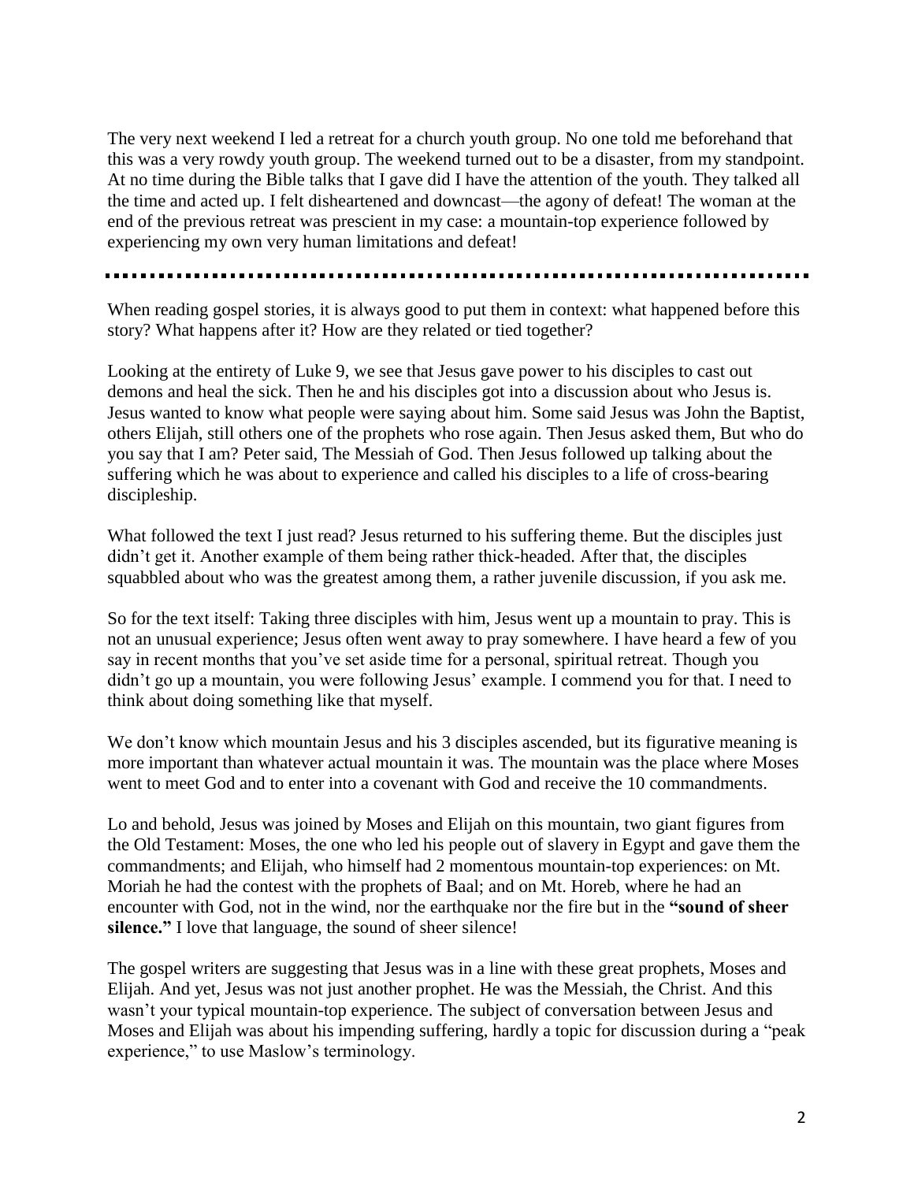The very next weekend I led a retreat for a church youth group. No one told me beforehand that this was a very rowdy youth group. The weekend turned out to be a disaster, from my standpoint. At no time during the Bible talks that I gave did I have the attention of the youth. They talked all the time and acted up. I felt disheartened and downcast—the agony of defeat! The woman at the end of the previous retreat was prescient in my case: a mountain-top experience followed by experiencing my own very human limitations and defeat!

---

When reading gospel stories, it is always good to put them in context: what happened before this story? What happens after it? How are they related or tied together?

Looking at the entirety of Luke 9, we see that Jesus gave power to his disciples to cast out demons and heal the sick. Then he and his disciples got into a discussion about who Jesus is. Jesus wanted to know what people were saying about him. Some said Jesus was John the Baptist, others Elijah, still others one of the prophets who rose again. Then Jesus asked them, But who do you say that I am? Peter said, The Messiah of God. Then Jesus followed up talking about the suffering which he was about to experience and called his disciples to a life of cross-bearing discipleship.

What followed the text I just read? Jesus returned to his suffering theme. But the disciples just didn't get it. Another example of them being rather thick-headed. After that, the disciples squabbled about who was the greatest among them, a rather juvenile discussion, if you ask me.

So for the text itself: Taking three disciples with him, Jesus went up a mountain to pray. This is not an unusual experience; Jesus often went away to pray somewhere. I have heard a few of you say in recent months that you've set aside time for a personal, spiritual retreat. Though you didn't go up a mountain, you were following Jesus' example. I commend you for that. I need to think about doing something like that myself.

We don't know which mountain Jesus and his 3 disciples ascended, but its figurative meaning is more important than whatever actual mountain it was. The mountain was the place where Moses went to meet God and to enter into a covenant with God and receive the 10 commandments.

Lo and behold, Jesus was joined by Moses and Elijah on this mountain, two giant figures from the Old Testament: Moses, the one who led his people out of slavery in Egypt and gave them the commandments; and Elijah, who himself had 2 momentous mountain-top experiences: on Mt. Moriah he had the contest with the prophets of Baal; and on Mt. Horeb, where he had an encounter with God, not in the wind, nor the earthquake nor the fire but in the **"sound of sheer silence."** I love that language, the sound of sheer silence!

The gospel writers are suggesting that Jesus was in a line with these great prophets, Moses and Elijah. And yet, Jesus was not just another prophet. He was the Messiah, the Christ. And this wasn't your typical mountain-top experience. The subject of conversation between Jesus and Moses and Elijah was about his impending suffering, hardly a topic for discussion during a "peak experience," to use Maslow's terminology.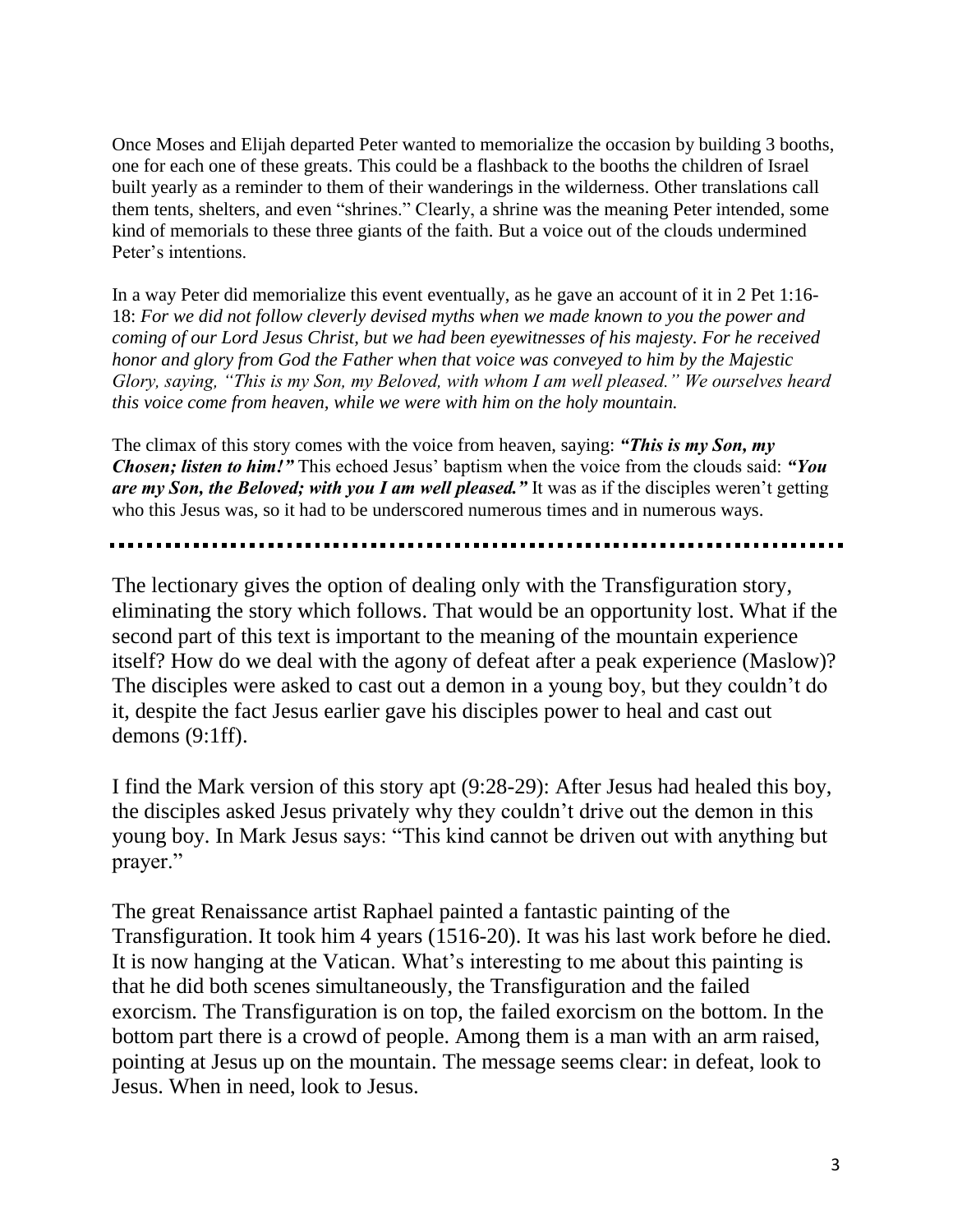Once Moses and Elijah departed Peter wanted to memorialize the occasion by building 3 booths, one for each one of these greats. This could be a flashback to the booths the children of Israel built yearly as a reminder to them of their wanderings in the wilderness. Other translations call them tents, shelters, and even "shrines." Clearly, a shrine was the meaning Peter intended, some kind of memorials to these three giants of the faith. But a voice out of the clouds undermined Peter's intentions.

In a way Peter did memorialize this event eventually, as he gave an account of it in 2 Pet 1:16-18: *For we did not follow cleverly devised myths when we made known to you the power and coming of our Lord Jesus Christ, but we had been eyewitnesses of his majesty. For he received honor and glory from God the Father when that voice was conveyed to him by the Majestic Glory, saying, "This is my Son, my Beloved, with whom I am well pleased." We ourselves heard this voice come from heaven, while we were with him on the holy mountain.*

The climax of this story comes with the voice from heaven, saying: ***"This is my Son, my Chosen; listen to him!"*** This echoed Jesus' baptism when the voice from the clouds said: ***"You are my Son, the Beloved; with you I am well pleased."*** It was as if the disciples weren't getting who this Jesus was, so it had to be underscored numerous times and in numerous ways.

---

The lectionary gives the option of dealing only with the Transfiguration story, eliminating the story which follows. That would be an opportunity lost. What if the second part of this text is important to the meaning of the mountain experience itself? How do we deal with the agony of defeat after a peak experience (Maslow)? The disciples were asked to cast out a demon in a young boy, but they couldn't do it, despite the fact Jesus earlier gave his disciples power to heal and cast out demons (9:1ff).

I find the Mark version of this story apt (9:28-29): After Jesus had healed this boy, the disciples asked Jesus privately why they couldn't drive out the demon in this young boy. In Mark Jesus says: "This kind cannot be driven out with anything but prayer."

The great Renaissance artist Raphael painted a fantastic painting of the Transfiguration. It took him 4 years (1516-20). It was his last work before he died. It is now hanging at the Vatican. What's interesting to me about this painting is that he did both scenes simultaneously, the Transfiguration and the failed exorcism. The Transfiguration is on top, the failed exorcism on the bottom. In the bottom part there is a crowd of people. Among them is a man with an arm raised, pointing at Jesus up on the mountain. The message seems clear: in defeat, look to Jesus. When in need, look to Jesus.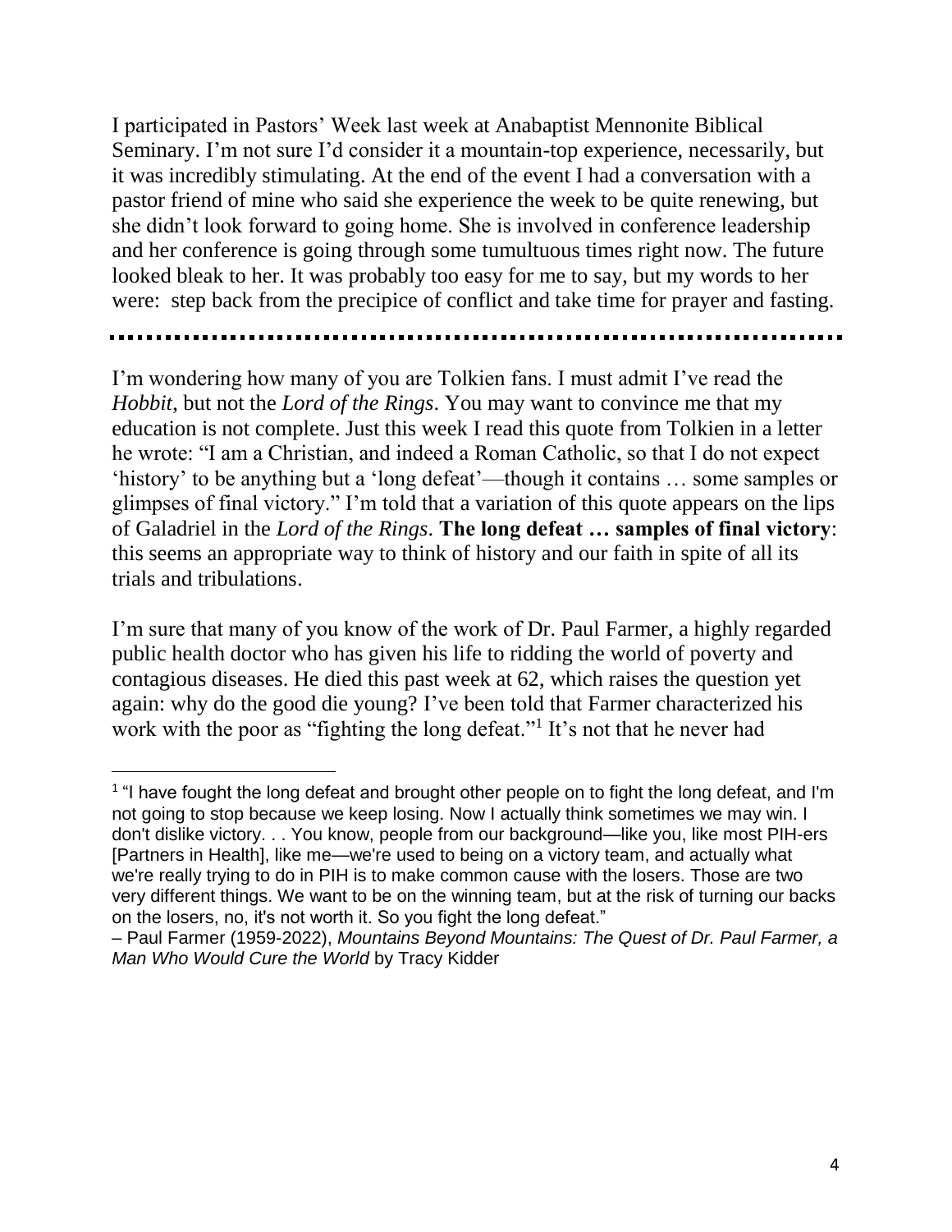I participated in Pastors' Week last week at Anabaptist Mennonite Biblical Seminary. I'm not sure I'd consider it a mountain-top experience, necessarily, but it was incredibly stimulating. At the end of the event I had a conversation with a pastor friend of mine who said she experience the week to be quite renewing, but she didn't look forward to going home. She is involved in conference leadership and her conference is going through some tumultuous times right now. The future looked bleak to her. It was probably too easy for me to say, but my words to her were: step back from the precipice of conflict and take time for prayer and fasting.

---

I'm wondering how many of you are Tolkien fans. I must admit I've read the *Hobbit*, but not the *Lord of the Rings*. You may want to convince me that my education is not complete. Just this week I read this quote from Tolkien in a letter he wrote: "I am a Christian, and indeed a Roman Catholic, so that I do not expect 'history' to be anything but a 'long defeat'—though it contains … some samples or glimpses of final victory." I'm told that a variation of this quote appears on the lips of Galadriel in the *Lord of the Rings*. **The long defeat … samples of final victory**: this seems an appropriate way to think of history and our faith in spite of all its trials and tribulations.

I'm sure that many of you know of the work of Dr. Paul Farmer, a highly regarded public health doctor who has given his life to ridding the world of poverty and contagious diseases. He died this past week at 62, which raises the question yet again: why do the good die young? I've been told that Farmer characterized his work with the poor as "fighting the long defeat."[1] It's not that he never had

[1] "I have fought the long defeat and brought other people on to fight the long defeat, and I'm not going to stop because we keep losing. Now I actually think sometimes we may win. I don't dislike victory. . . You know, people from our background—like you, like most PIH-ers [Partners in Health], like me—we're used to being on a victory team, and actually what we're really trying to do in PIH is to make common cause with the losers. Those are two very different things. We want to be on the winning team, but at the risk of turning our backs on the losers, no, it's not worth it. So you fight the long defeat."
– Paul Farmer (1959-2022), *Mountains Beyond Mountains: The Quest of Dr. Paul Farmer, a Man Who Would Cure the World* by Tracy Kidder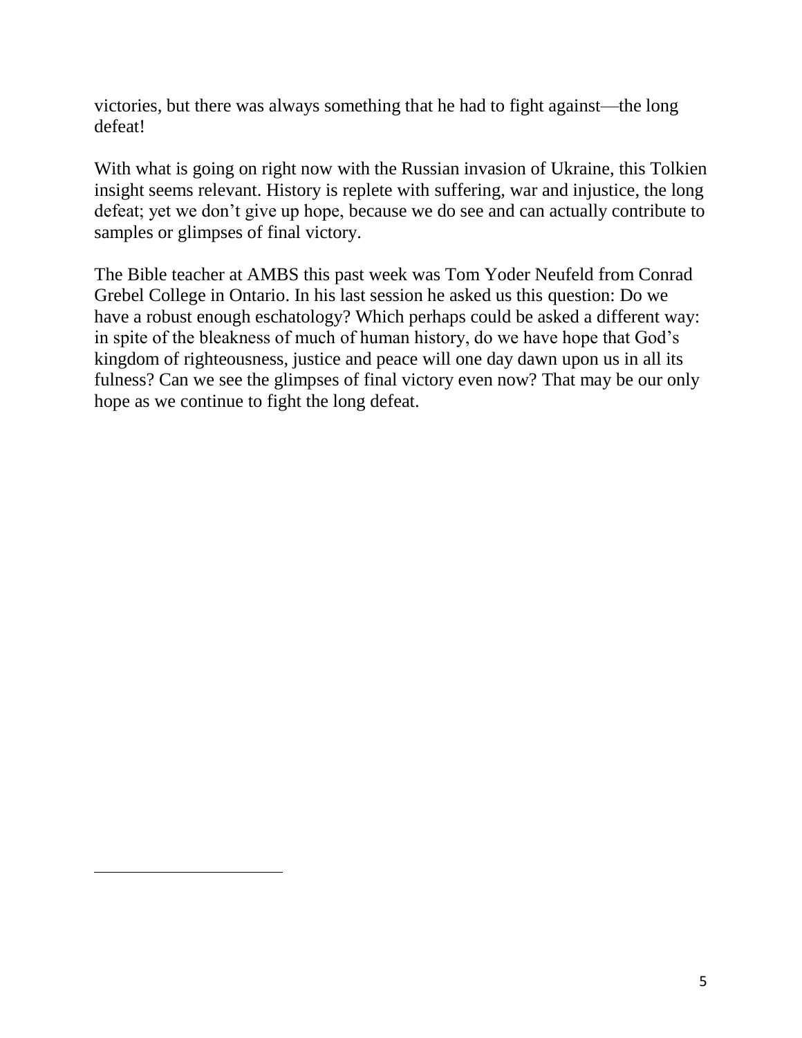victories, but there was always something that he had to fight against—the long defeat!

With what is going on right now with the Russian invasion of Ukraine, this Tolkien insight seems relevant. History is replete with suffering, war and injustice, the long defeat; yet we don't give up hope, because we do see and can actually contribute to samples or glimpses of final victory.

The Bible teacher at AMBS this past week was Tom Yoder Neufeld from Conrad Grebel College in Ontario. In his last session he asked us this question: Do we have a robust enough eschatology? Which perhaps could be asked a different way: in spite of the bleakness of much of human history, do we have hope that God's kingdom of righteousness, justice and peace will one day dawn upon us in all its fulness? Can we see the glimpses of final victory even now? That may be our only hope as we continue to fight the long defeat.